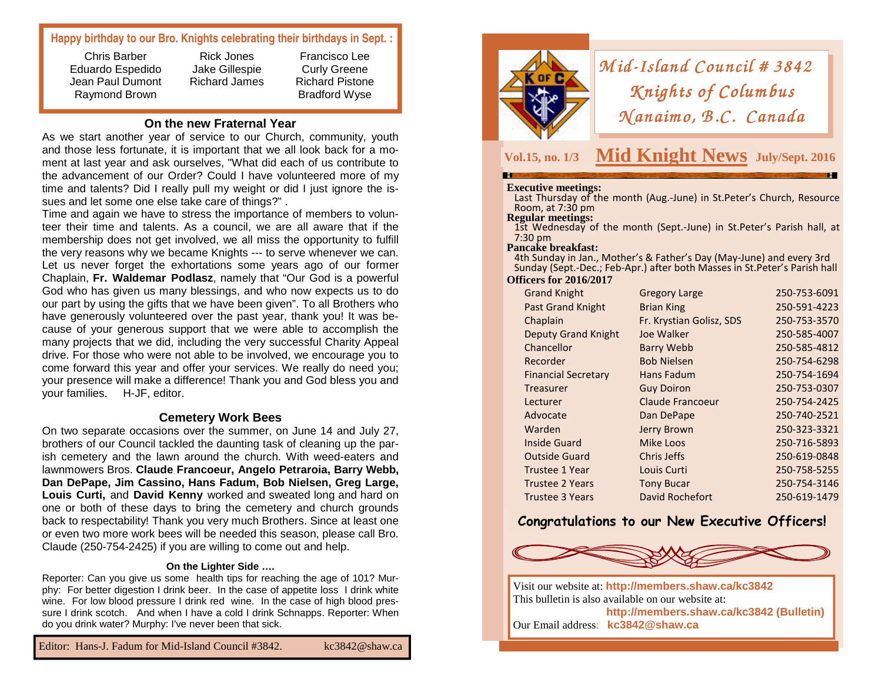# Mid-Island Council # 3842
## Knights of Columbus
## Nanaimo, B.C. Canada

**Vol.15, no. 1/3** **Mid Knight News** **July/Sept. 2016**

**Executive meetings:**
Last Thursday of the month (Aug.-June) in St.Peter's Church, Resource Room, at 7:30 pm

**Regular meetings:**
1st Wednesday of the month (Sept.-June) in St.Peter's Parish hall, at 7:30 pm

**Pancake breakfast:**
4th Sunday in Jan., Mother's & Father's Day (May-June) and every 3rd Sunday (Sept.-Dec.; Feb-Apr.) after both Masses in St.Peter's Parish hall

**Officers for 2016/2017**

| Office | Name | Phone |
|---|---|---|
| Grand Knight | Gregory Large | 250-753-6091 |
| Past Grand Knight | Brian King | 250-591-4223 |
| Chaplain | Fr. Krystian Golisz, SDS | 250-753-3570 |
| Deputy Grand Knight | Joe Walker | 250-585-4007 |
| Chancellor | Barry Webb | 250-585-4812 |
| Recorder | Bob Nielsen | 250-754-6298 |
| Financial Secretary | Hans Fadum | 250-754-1694 |
| Treasurer | Guy Doiron | 250-753-0307 |
| Lecturer | Claude Francoeur | 250-754-2425 |
| Advocate | Dan DePape | 250-740-2521 |
| Warden | Jerry Brown | 250-323-3321 |
| Inside Guard | Mike Loos | 250-716-5893 |
| Outside Guard | Chris Jeffs | 250-619-0848 |
| Trustee 1 Year | Louis Curti | 250-758-5255 |
| Trustee 2 Years | Tony Bucar | 250-754-3146 |
| Trustee 3 Years | David Rochefort | 250-619-1479 |

**Congratulations to our New Executive Officers!**

Visit our website at: **http://members.shaw.ca/kc3842**
This bulletin is also available on our website at:
**http://members.shaw.ca/kc3842 (Bulletin)**
Our Email address: **kc3842@shaw.ca**

**Happy birthday to our Bro. Knights celebrating their birthdays in Sept. :**

Chris Barber, Eduardo Espedido, Jean Paul Dumont, Raymond Brown, Rick Jones, Jake Gillespie, Richard James, Francisco Lee, Curly Greene, Richard Pistone, Bradford Wyse

### On the new Fraternal Year

As we start another year of service to our Church, community, youth and those less fortunate, it is important that we all look back for a moment at last year and ask ourselves, "What did each of us contribute to the advancement of our Order? Could I have volunteered more of my time and talents? Did I really pull my weight or did I just ignore the issues and let some one else take care of things?" .

Time and again we have to stress the importance of members to volunteer their time and talents. As a council, we are all aware that if the membership does not get involved, we all miss the opportunity to fulfill the very reasons why we became Knights --- to serve whenever we can. Let us never forget the exhortations some years ago of our former Chaplain, **Fr. Waldemar Podlasz**, namely that "Our God is a powerful God who has given us many blessings, and who now expects us to do our part by using the gifts that we have been given". To all Brothers who have generously volunteered over the past year, thank you! It was because of your generous support that we were able to accomplish the many projects that we did, including the very successful Charity Appeal drive. For those who were not able to be involved, we encourage you to come forward this year and offer your services. We really do need you; your presence will make a difference! Thank you and God bless you and your families. H-JF, editor.

### Cemetery Work Bees

On two separate occasions over the summer, on June 14 and July 27, brothers of our Council tackled the daunting task of cleaning up the parish cemetery and the lawn around the church. With weed-eaters and lawnmowers Bros. **Claude Francoeur, Angelo Petraroia, Barry Webb, Dan DePape, Jim Cassino, Hans Fadum, Bob Nielsen, Greg Large, Louis Curti,** and **David Kenny** worked and sweated long and hard on one or both of these days to bring the cemetery and church grounds back to respectability! Thank you very much Brothers. Since at least one or even two more work bees will be needed this season, please call Bro. Claude (250-754-2425) if you are willing to come out and help.

#### On the Lighter Side ….

Reporter: Can you give us some health tips for reaching the age of 101? Murphy: For better digestion I drink beer. In the case of appetite loss I drink white wine. For low blood pressure I drink red wine. In the case of high blood pressure I drink scotch. And when I have a cold I drink Schnapps. Reporter: When do you drink water? Murphy: I've never been that sick.

Editor: Hans-J. Fadum for Mid-Island Council #3842. kc3842@shaw.ca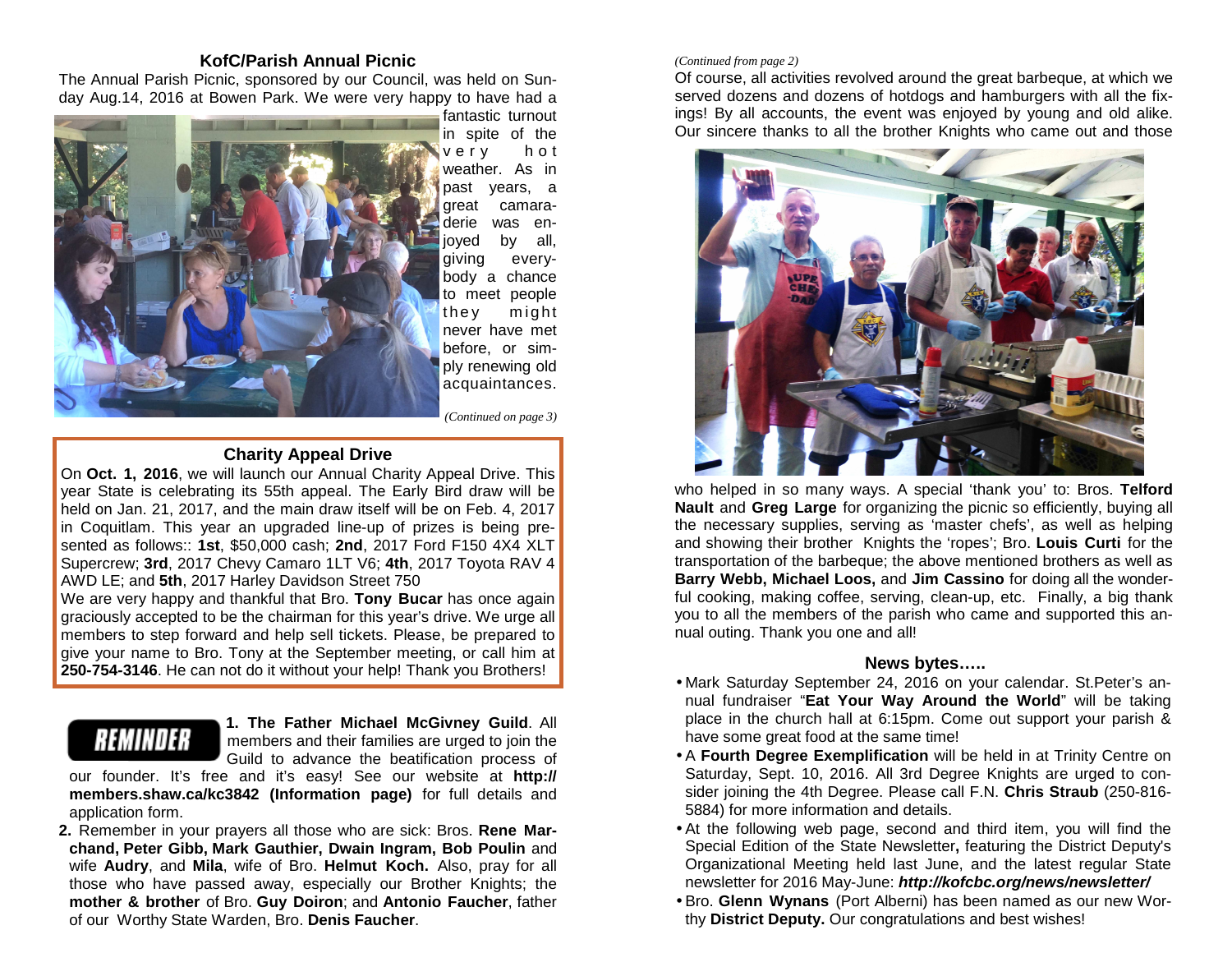## KofC/Parish Annual Picnic

The Annual Parish Picnic, sponsored by our Council, was held on Sunday Aug.14, 2016 at Bowen Park. We were very happy to have had a fantastic turnout in spite of the very hot weather. As in past years, a great camaraderie was enjoyed by all, giving everybody a chance to meet people they might never have met before, or simply renewing old acquaintances.

*(Continued on page 3)*

## Charity Appeal Drive

On **Oct. 1, 2016**, we will launch our Annual Charity Appeal Drive. This year State is celebrating its 55th appeal. The Early Bird draw will be held on Jan. 21, 2017, and the main draw itself will be on Feb. 4, 2017 in Coquitlam. This year an upgraded line-up of prizes is being presented as follows:: **1st**, $50,000 cash; **2nd**, 2017 Ford F150 4X4 XLT Supercrew; **3rd**, 2017 Chevy Camaro 1LT V6; **4th**, 2017 Toyota RAV 4 AWD LE; and **5th**, 2017 Harley Davidson Street 750

We are very happy and thankful that Bro. **Tony Bucar** has once again graciously accepted to be the chairman for this year's drive. We urge all members to step forward and help sell tickets. Please, be prepared to give your name to Bro. Tony at the September meeting, or call him at **250-754-3146**. He can not do it without your help! Thank you Brothers!

**REMINDER**

1. **The Father Michael McGivney Guild**. All members and their families are urged to join the Guild to advance the beatification process of our founder. It's free and it's easy! See our website at **http://members.shaw.ca/kc3842 (Information page)** for full details and application form.
2. Remember in your prayers all those who are sick: Bros. **Rene Marchand, Peter Gibb, Mark Gauthier, Dwain Ingram, Bob Poulin** and wife **Audry**, and **Mila**, wife of Bro. **Helmut Koch.** Also, pray for all those who have passed away, especially our Brother Knights; the **mother & brother** of Bro. **Guy Doiron**; and **Antonio Faucher**, father of our Worthy State Warden, Bro. **Denis Faucher**.

*(Continued from page 2)*

Of course, all activities revolved around the great barbeque, at which we served dozens and dozens of hotdogs and hamburgers with all the fixings! By all accounts, the event was enjoyed by young and old alike. Our sincere thanks to all the brother Knights who came out and those who helped in so many ways. A special 'thank you' to: Bros. **Telford Nault** and **Greg Large** for organizing the picnic so efficiently, buying all the necessary supplies, serving as 'master chefs', as well as helping and showing their brother Knights the 'ropes'; Bro. **Louis Curti** for the transportation of the barbeque; the above mentioned brothers as well as **Barry Webb, Michael Loos,** and **Jim Cassino** for doing all the wonderful cooking, making coffee, serving, clean-up, etc. Finally, a big thank you to all the members of the parish who came and supported this annual outing. Thank you one and all!

## News bytes…..

- Mark Saturday September 24, 2016 on your calendar. St.Peter's annual fundraiser "**Eat Your Way Around the World**" will be taking place in the church hall at 6:15pm. Come out support your parish & have some great food at the same time!
- A **Fourth Degree Exemplification** will be held in at Trinity Centre on Saturday, Sept. 10, 2016. All 3rd Degree Knights are urged to consider joining the 4th Degree. Please call F.N. **Chris Straub** (250-816-5884) for more information and details.
- At the following web page, second and third item, you will find the Special Edition of the State Newsletter**,** featuring the District Deputy's Organizational Meeting held last June, and the latest regular State newsletter for 2016 May-June: ***http://kofcbc.org/news/newsletter/***
- Bro. **Glenn Wynans** (Port Alberni) has been named as our new Worthy **District Deputy.** Our congratulations and best wishes!